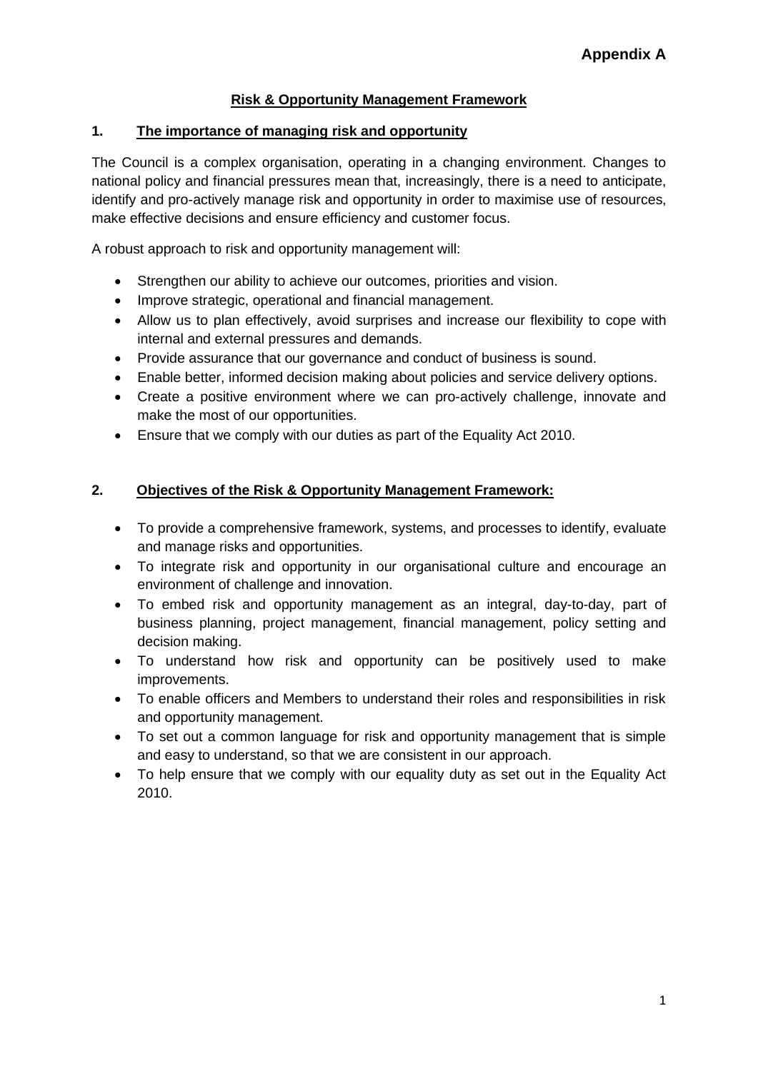**Appendix A**

# Risk & Opportunity Management Framework

## 1. The importance of managing risk and opportunity

The Council is a complex organisation, operating in a changing environment. Changes to national policy and financial pressures mean that, increasingly, there is a need to anticipate, identify and pro-actively manage risk and opportunity in order to maximise use of resources, make effective decisions and ensure efficiency and customer focus.

A robust approach to risk and opportunity management will:

- Strengthen our ability to achieve our outcomes, priorities and vision.
- Improve strategic, operational and financial management.
- Allow us to plan effectively, avoid surprises and increase our flexibility to cope with internal and external pressures and demands.
- Provide assurance that our governance and conduct of business is sound.
- Enable better, informed decision making about policies and service delivery options.
- Create a positive environment where we can pro-actively challenge, innovate and make the most of our opportunities.
- Ensure that we comply with our duties as part of the Equality Act 2010.

## 2. Objectives of the Risk & Opportunity Management Framework:

- To provide a comprehensive framework, systems, and processes to identify, evaluate and manage risks and opportunities.
- To integrate risk and opportunity in our organisational culture and encourage an environment of challenge and innovation.
- To embed risk and opportunity management as an integral, day-to-day, part of business planning, project management, financial management, policy setting and decision making.
- To understand how risk and opportunity can be positively used to make improvements.
- To enable officers and Members to understand their roles and responsibilities in risk and opportunity management.
- To set out a common language for risk and opportunity management that is simple and easy to understand, so that we are consistent in our approach.
- To help ensure that we comply with our equality duty as set out in the Equality Act 2010.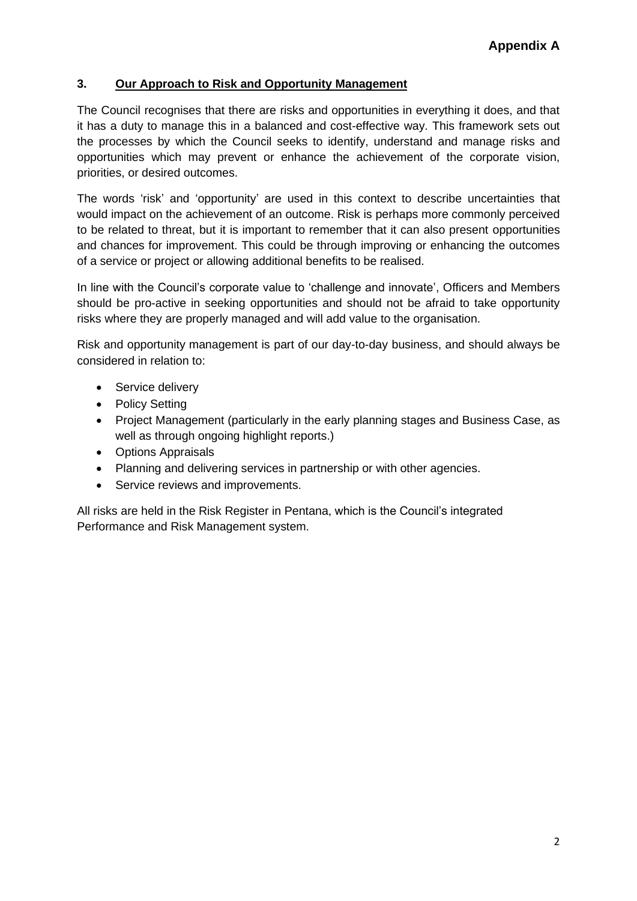**Appendix A**

## 3. Our Approach to Risk and Opportunity Management

The Council recognises that there are risks and opportunities in everything it does, and that it has a duty to manage this in a balanced and cost-effective way. This framework sets out the processes by which the Council seeks to identify, understand and manage risks and opportunities which may prevent or enhance the achievement of the corporate vision, priorities, or desired outcomes.

The words 'risk' and 'opportunity' are used in this context to describe uncertainties that would impact on the achievement of an outcome. Risk is perhaps more commonly perceived to be related to threat, but it is important to remember that it can also present opportunities and chances for improvement. This could be through improving or enhancing the outcomes of a service or project or allowing additional benefits to be realised.

In line with the Council's corporate value to 'challenge and innovate', Officers and Members should be pro-active in seeking opportunities and should not be afraid to take opportunity risks where they are properly managed and will add value to the organisation.

Risk and opportunity management is part of our day-to-day business, and should always be considered in relation to:

- Service delivery
- Policy Setting
- Project Management (particularly in the early planning stages and Business Case, as well as through ongoing highlight reports.)
- Options Appraisals
- Planning and delivering services in partnership or with other agencies.
- Service reviews and improvements.

All risks are held in the Risk Register in Pentana, which is the Council's integrated Performance and Risk Management system.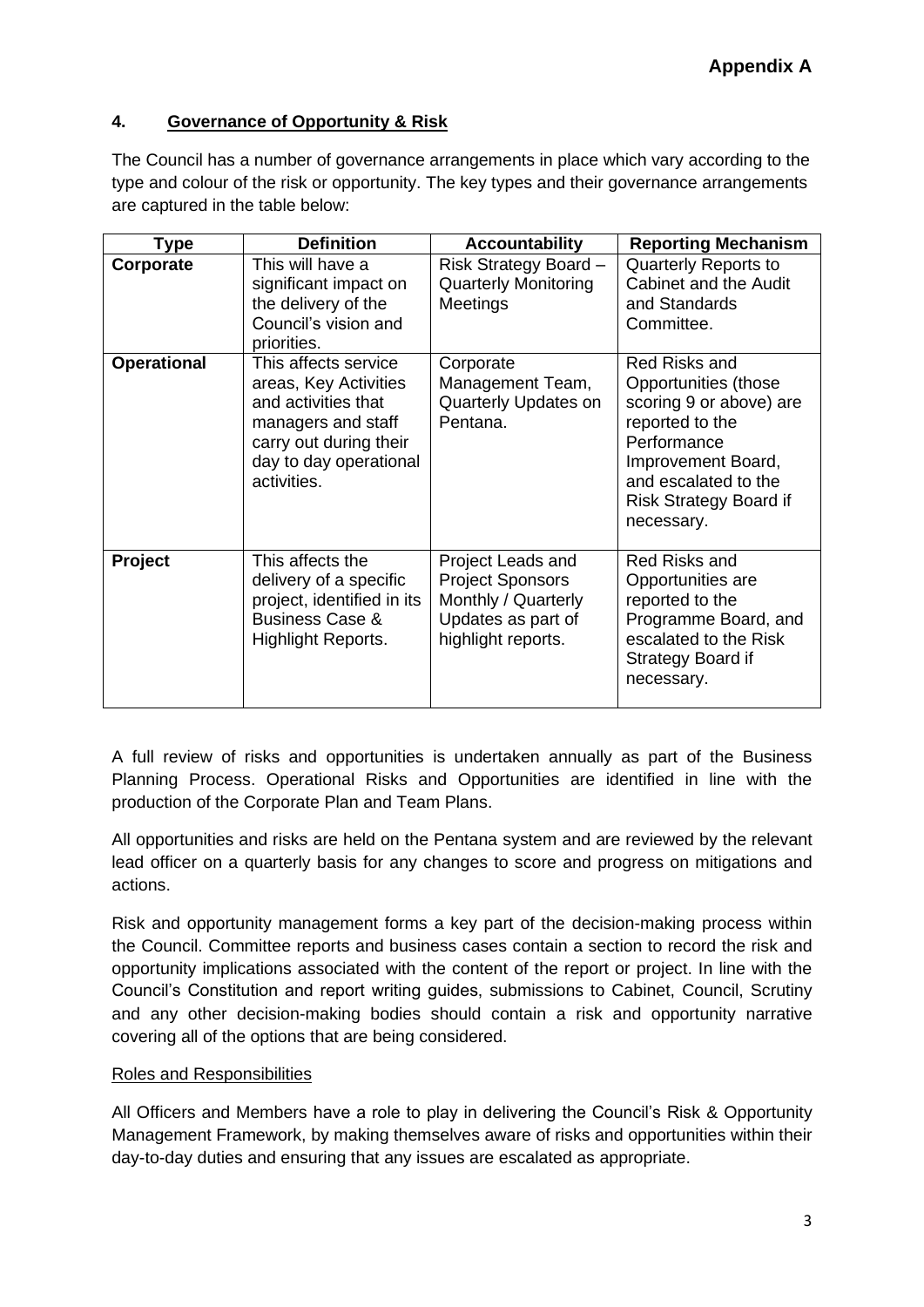**Appendix A**

## 4. Governance of Opportunity & Risk

The Council has a number of governance arrangements in place which vary according to the type and colour of the risk or opportunity. The key types and their governance arrangements are captured in the table below:

| Type | Definition | Accountability | Reporting Mechanism |
|---|---|---|---|
| **Corporate** | This will have a significant impact on the delivery of the Council's vision and priorities. | Risk Strategy Board – Quarterly Monitoring Meetings | Quarterly Reports to Cabinet and the Audit and Standards Committee. |
| **Operational** | This affects service areas, Key Activities and activities that managers and staff carry out during their day to day operational activities. | Corporate Management Team, Quarterly Updates on Pentana. | Red Risks and Opportunities (those scoring 9 or above) are reported to the Performance Improvement Board, and escalated to the Risk Strategy Board if necessary. |
| **Project** | This affects the delivery of a specific project, identified in its Business Case & Highlight Reports. | Project Leads and Project Sponsors Monthly / Quarterly Updates as part of highlight reports. | Red Risks and Opportunities are reported to the Programme Board, and escalated to the Risk Strategy Board if necessary. |

A full review of risks and opportunities is undertaken annually as part of the Business Planning Process. Operational Risks and Opportunities are identified in line with the production of the Corporate Plan and Team Plans.

All opportunities and risks are held on the Pentana system and are reviewed by the relevant lead officer on a quarterly basis for any changes to score and progress on mitigations and actions.

Risk and opportunity management forms a key part of the decision-making process within the Council. Committee reports and business cases contain a section to record the risk and opportunity implications associated with the content of the report or project. In line with the Council's Constitution and report writing guides, submissions to Cabinet, Council, Scrutiny and any other decision-making bodies should contain a risk and opportunity narrative covering all of the options that are being considered.

### Roles and Responsibilities

All Officers and Members have a role to play in delivering the Council's Risk & Opportunity Management Framework, by making themselves aware of risks and opportunities within their day-to-day duties and ensuring that any issues are escalated as appropriate.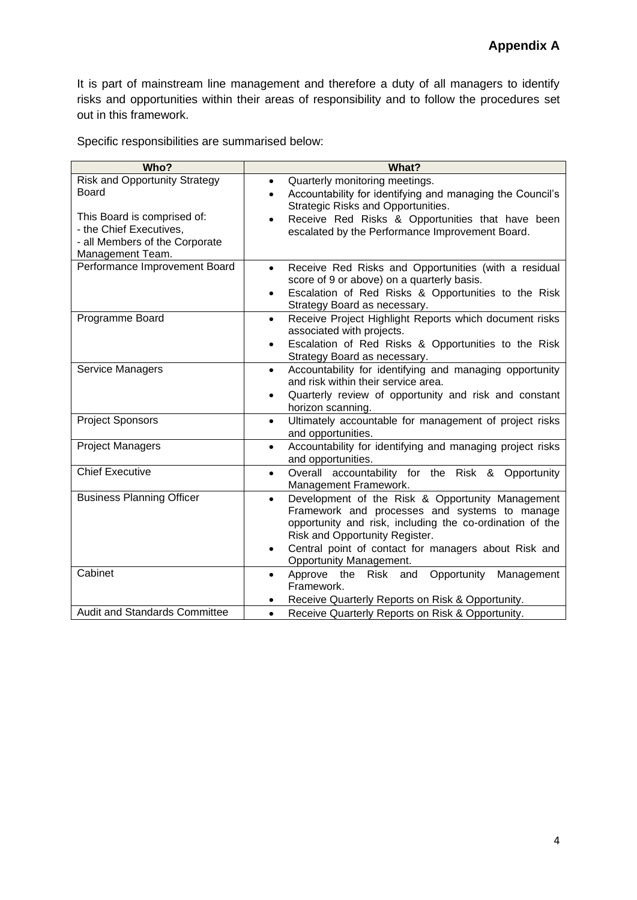**Appendix A**

It is part of mainstream line management and therefore a duty of all managers to identify risks and opportunities within their areas of responsibility and to follow the procedures set out in this framework.

Specific responsibilities are summarised below:

| Who? | What? |
|---|---|
| Risk and Opportunity Strategy Board<br><br>This Board is comprised of:<br>- the Chief Executives,<br>- all Members of the Corporate Management Team. | • Quarterly monitoring meetings.<br>• Accountability for identifying and managing the Council's Strategic Risks and Opportunities.<br>• Receive Red Risks & Opportunities that have been escalated by the Performance Improvement Board. |
| Performance Improvement Board | • Receive Red Risks and Opportunities (with a residual score of 9 or above) on a quarterly basis.<br>• Escalation of Red Risks & Opportunities to the Risk Strategy Board as necessary. |
| Programme Board | • Receive Project Highlight Reports which document risks associated with projects.<br>• Escalation of Red Risks & Opportunities to the Risk Strategy Board as necessary. |
| Service Managers | • Accountability for identifying and managing opportunity and risk within their service area.<br>• Quarterly review of opportunity and risk and constant horizon scanning. |
| Project Sponsors | • Ultimately accountable for management of project risks and opportunities. |
| Project Managers | • Accountability for identifying and managing project risks and opportunities. |
| Chief Executive | • Overall accountability for the Risk & Opportunity Management Framework. |
| Business Planning Officer | • Development of the Risk & Opportunity Management Framework and processes and systems to manage opportunity and risk, including the co-ordination of the Risk and Opportunity Register.<br>• Central point of contact for managers about Risk and Opportunity Management. |
| Cabinet | • Approve the Risk and Opportunity Management Framework.<br>• Receive Quarterly Reports on Risk & Opportunity. |
| Audit and Standards Committee | • Receive Quarterly Reports on Risk & Opportunity. |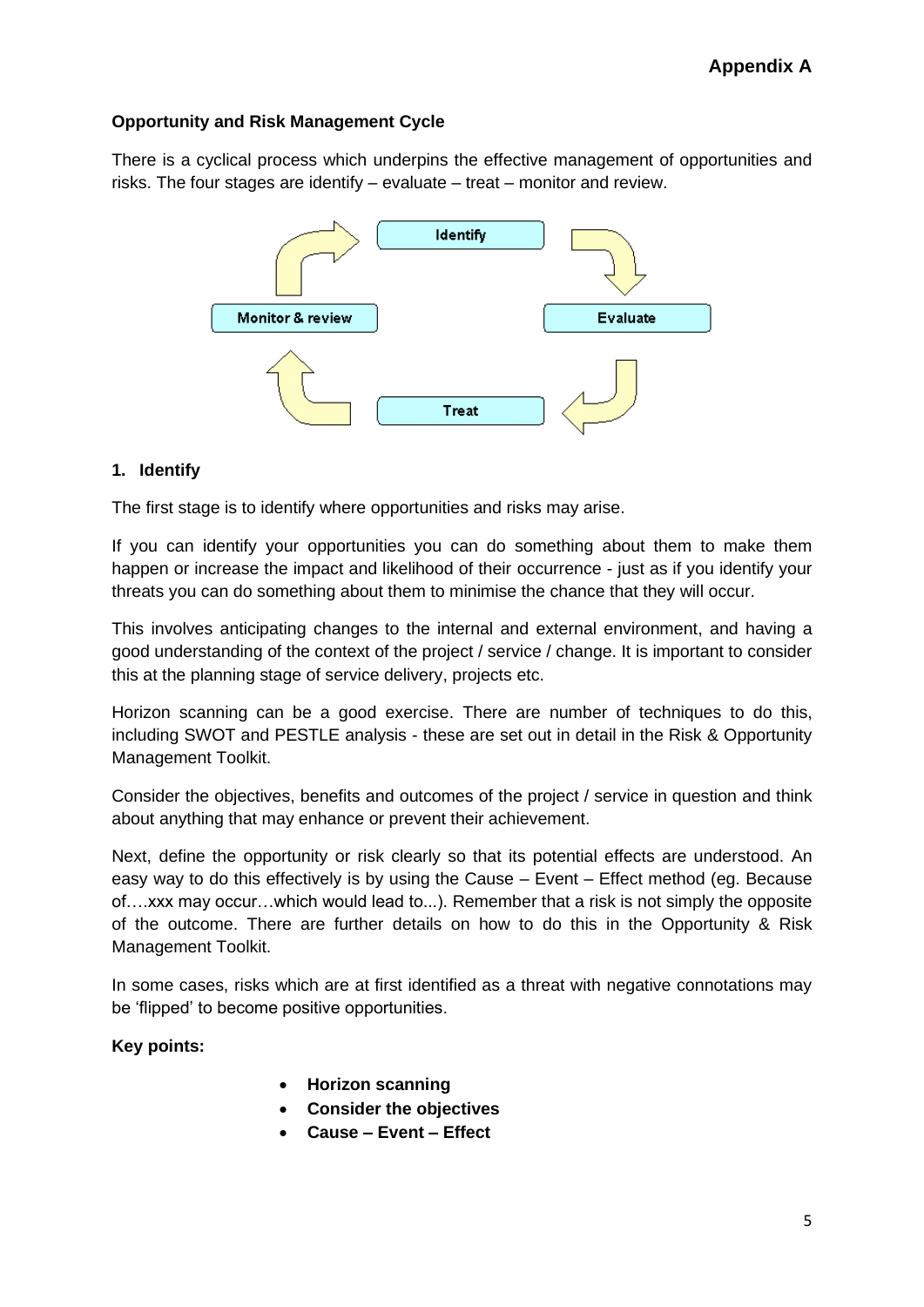**Appendix A**

**Opportunity and Risk Management Cycle**

There is a cyclical process which underpins the effective management of opportunities and risks. The four stages are identify – evaluate – treat – monitor and review.

Identify → Evaluate → Treat → Monitor & review

**1. Identify**

The first stage is to identify where opportunities and risks may arise.

If you can identify your opportunities you can do something about them to make them happen or increase the impact and likelihood of their occurrence - just as if you identify your threats you can do something about them to minimise the chance that they will occur.

This involves anticipating changes to the internal and external environment, and having a good understanding of the context of the project / service / change. It is important to consider this at the planning stage of service delivery, projects etc.

Horizon scanning can be a good exercise. There are number of techniques to do this, including SWOT and PESTLE analysis - these are set out in detail in the Risk & Opportunity Management Toolkit.

Consider the objectives, benefits and outcomes of the project / service in question and think about anything that may enhance or prevent their achievement.

Next, define the opportunity or risk clearly so that its potential effects are understood. An easy way to do this effectively is by using the Cause – Event – Effect method (eg. Because of….xxx may occur…which would lead to...). Remember that a risk is not simply the opposite of the outcome. There are further details on how to do this in the Opportunity & Risk Management Toolkit.

In some cases, risks which are at first identified as a threat with negative connotations may be 'flipped' to become positive opportunities.

**Key points:**

- **Horizon scanning**
- **Consider the objectives**
- **Cause – Event – Effect**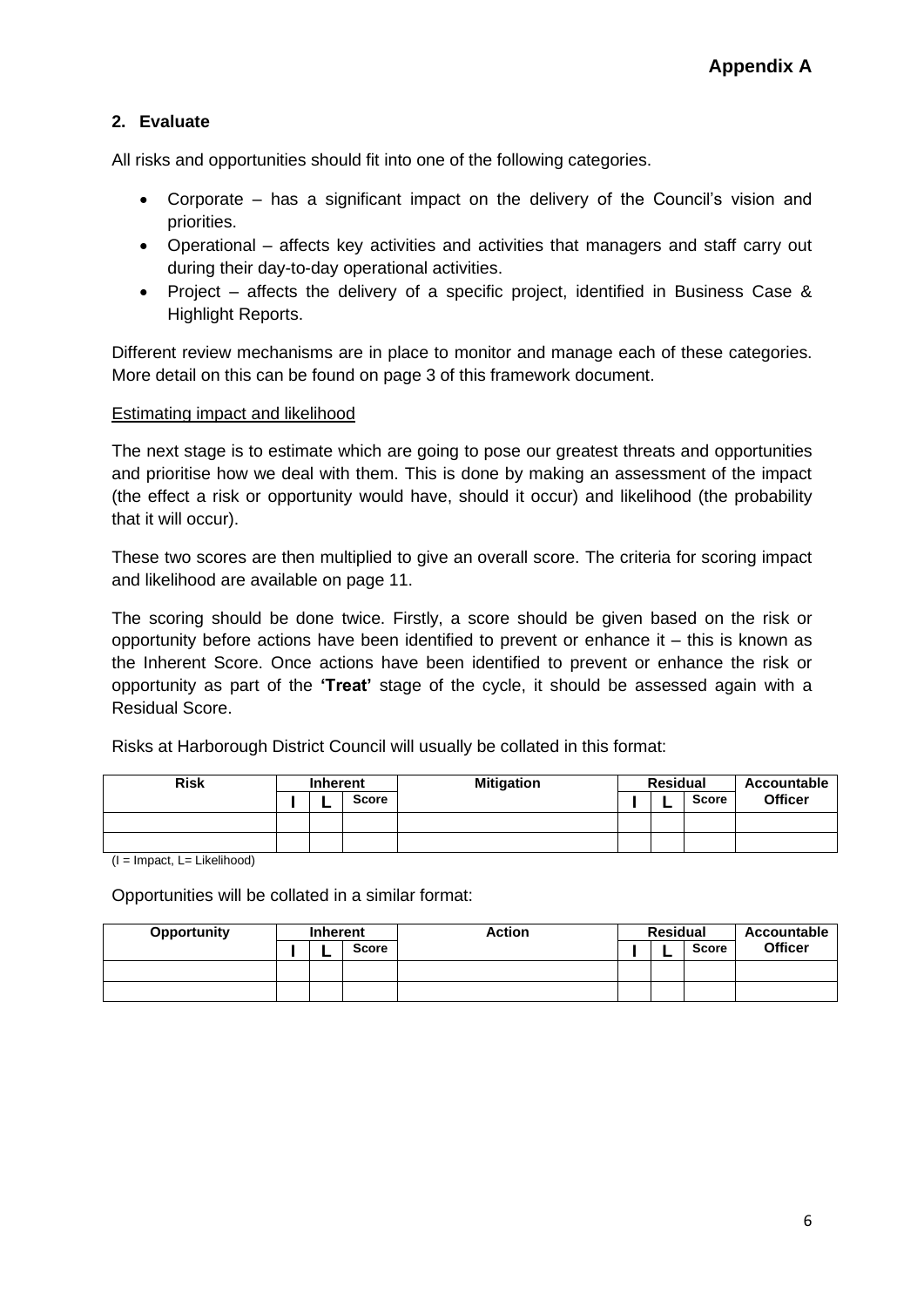**Appendix A**

## 2. Evaluate

All risks and opportunities should fit into one of the following categories.

- Corporate – has a significant impact on the delivery of the Council's vision and priorities.
- Operational – affects key activities and activities that managers and staff carry out during their day-to-day operational activities.
- Project – affects the delivery of a specific project, identified in Business Case & Highlight Reports.

Different review mechanisms are in place to monitor and manage each of these categories. More detail on this can be found on page 3 of this framework document.

<u>Estimating impact and likelihood</u>

The next stage is to estimate which are going to pose our greatest threats and opportunities and prioritise how we deal with them. This is done by making an assessment of the impact (the effect a risk or opportunity would have, should it occur) and likelihood (the probability that it will occur).

These two scores are then multiplied to give an overall score. The criteria for scoring impact and likelihood are available on page 11.

The scoring should be done twice. Firstly, a score should be given based on the risk or opportunity before actions have been identified to prevent or enhance it – this is known as the Inherent Score. Once actions have been identified to prevent or enhance the risk or opportunity as part of the **'Treat'** stage of the cycle, it should be assessed again with a Residual Score.

Risks at Harborough District Council will usually be collated in this format:

| Risk | Inherent | | | Mitigation | Residual | | | Accountable Officer |
|---|---|---|---|---|---|---|---|---|
| | **I** | **L** | **Score** | | **I** | **L** | **Score** | |
| | | | | | | | | |
| | | | | | | | | |

(I = Impact, L= Likelihood)

Opportunities will be collated in a similar format:

| Opportunity | Inherent | | | Action | Residual | | | Accountable Officer |
|---|---|---|---|---|---|---|---|---|
| | **I** | **L** | **Score** | | **I** | **L** | **Score** | |
| | | | | | | | | |
| | | | | | | | | |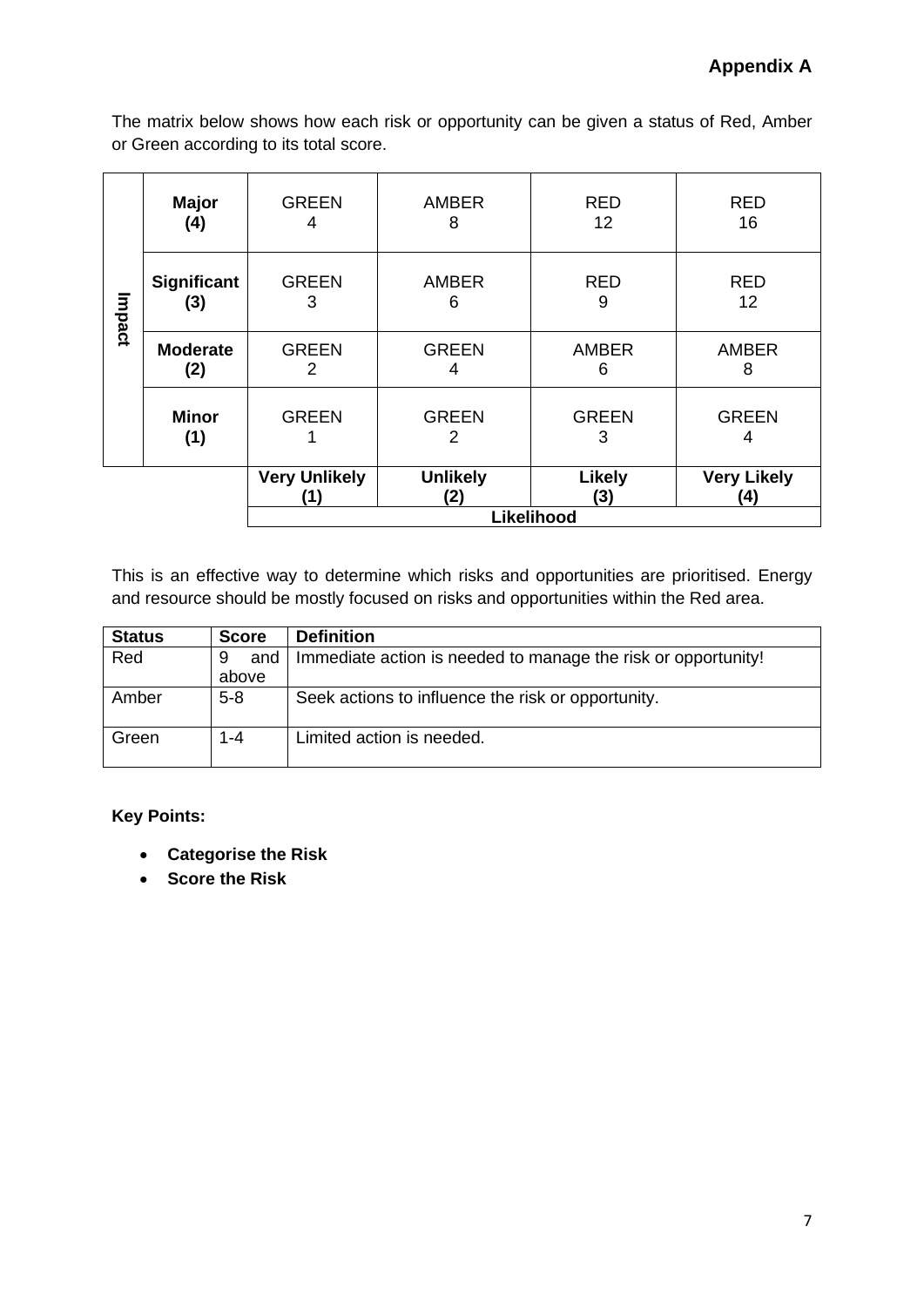**Appendix A**

The matrix below shows how each risk or opportunity can be given a status of Red, Amber or Green according to its total score.

| Impact | | | | | |
|---|---|---|---|---|---|
| | **Major (4)** | GREEN 4 | AMBER 8 | RED 12 | RED 16 |
| | **Significant (3)** | GREEN 3 | AMBER 6 | RED 9 | RED 12 |
| | **Moderate (2)** | GREEN 2 | GREEN 4 | AMBER 6 | AMBER 8 |
| | **Minor (1)** | GREEN 1 | GREEN 2 | GREEN 3 | GREEN 4 |
| | | **Very Unlikely (1)** | **Unlikely (2)** | **Likely (3)** | **Very Likely (4)** |
| | | **Likelihood** | | | |

This is an effective way to determine which risks and opportunities are prioritised. Energy and resource should be mostly focused on risks and opportunities within the Red area.

| **Status** | **Score** | **Definition** |
|---|---|---|
| Red | 9 and above | Immediate action is needed to manage the risk or opportunity! |
| Amber | 5-8 | Seek actions to influence the risk or opportunity. |
| Green | 1-4 | Limited action is needed. |

**Key Points:**

- **Categorise the Risk**
- **Score the Risk**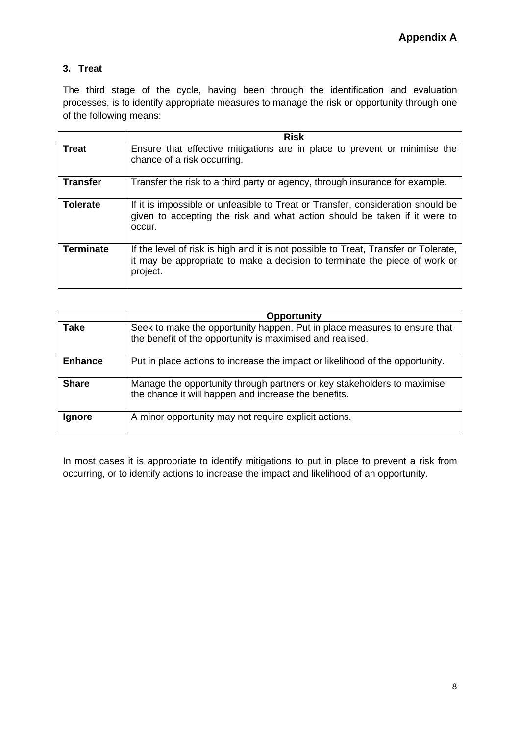### 3. Treat

The third stage of the cycle, having been through the identification and evaluation processes, is to identify appropriate measures to manage the risk or opportunity through one of the following means:

| | **Risk** |
|---|---|
| **Treat** | Ensure that effective mitigations are in place to prevent or minimise the chance of a risk occurring. |
| **Transfer** | Transfer the risk to a third party or agency, through insurance for example. |
| **Tolerate** | If it is impossible or unfeasible to Treat or Transfer, consideration should be given to accepting the risk and what action should be taken if it were to occur. |
| **Terminate** | If the level of risk is high and it is not possible to Treat, Transfer or Tolerate, it may be appropriate to make a decision to terminate the piece of work or project. |

| | **Opportunity** |
|---|---|
| **Take** | Seek to make the opportunity happen. Put in place measures to ensure that the benefit of the opportunity is maximised and realised. |
| **Enhance** | Put in place actions to increase the impact or likelihood of the opportunity. |
| **Share** | Manage the opportunity through partners or key stakeholders to maximise the chance it will happen and increase the benefits. |
| **Ignore** | A minor opportunity may not require explicit actions. |

In most cases it is appropriate to identify mitigations to put in place to prevent a risk from occurring, or to identify actions to increase the impact and likelihood of an opportunity.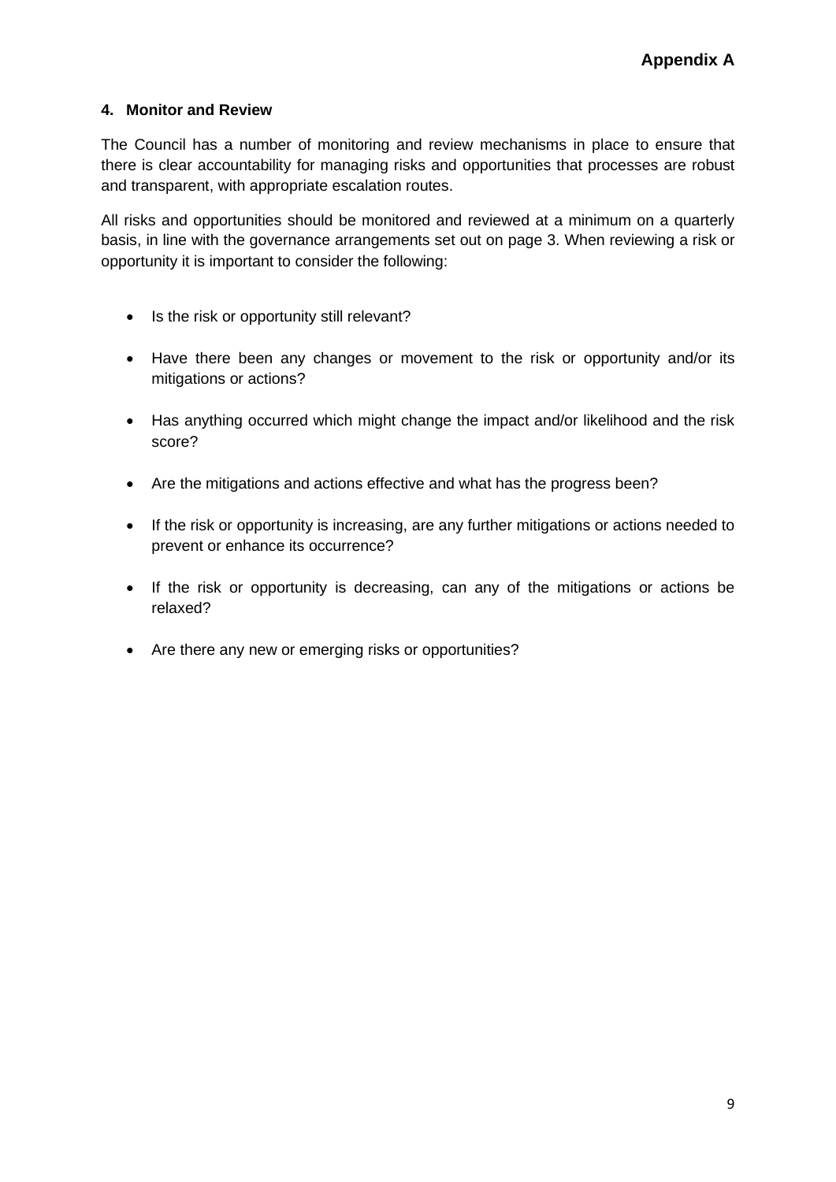**Appendix A**

### 4. Monitor and Review

The Council has a number of monitoring and review mechanisms in place to ensure that there is clear accountability for managing risks and opportunities that processes are robust and transparent, with appropriate escalation routes.

All risks and opportunities should be monitored and reviewed at a minimum on a quarterly basis, in line with the governance arrangements set out on page 3. When reviewing a risk or opportunity it is important to consider the following:

- Is the risk or opportunity still relevant?
- Have there been any changes or movement to the risk or opportunity and/or its mitigations or actions?
- Has anything occurred which might change the impact and/or likelihood and the risk score?
- Are the mitigations and actions effective and what has the progress been?
- If the risk or opportunity is increasing, are any further mitigations or actions needed to prevent or enhance its occurrence?
- If the risk or opportunity is decreasing, can any of the mitigations or actions be relaxed?
- Are there any new or emerging risks or opportunities?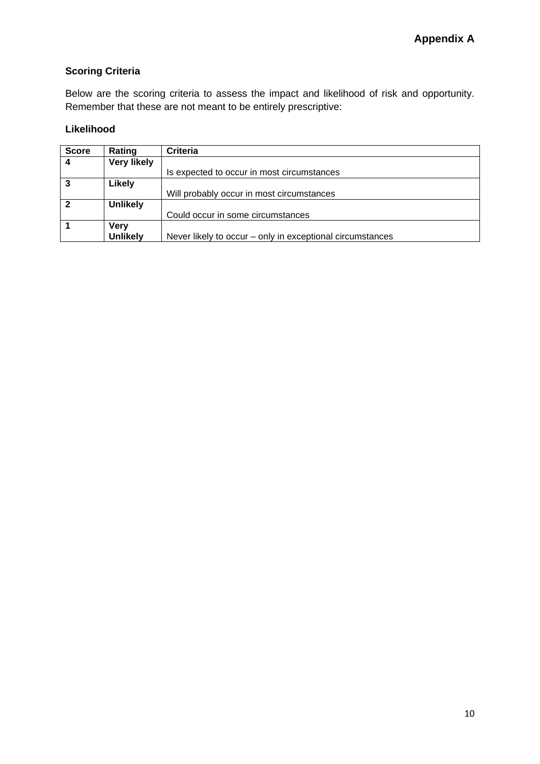**Appendix A**

**Scoring Criteria**

Below are the scoring criteria to assess the impact and likelihood of risk and opportunity. Remember that these are not meant to be entirely prescriptive:

**Likelihood**

| Score | Rating | Criteria |
|---|---|---|
| **4** | **Very likely** | Is expected to occur in most circumstances |
| **3** | **Likely** | Will probably occur in most circumstances |
| **2** | **Unlikely** | Could occur in some circumstances |
| **1** | **Very Unlikely** | Never likely to occur – only in exceptional circumstances |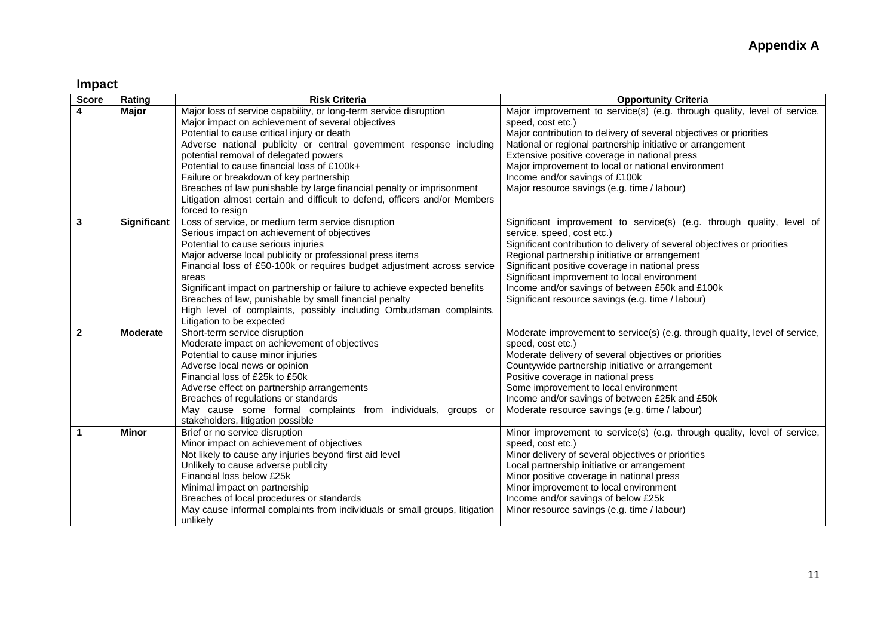# Appendix A

## Impact

| Score | Rating | Risk Criteria | Opportunity Criteria |
|---|---|---|---|
| **4** | **Major** | Major loss of service capability, or long-term service disruption<br>Major impact on achievement of several objectives<br>Potential to cause critical injury or death<br>Adverse national publicity or central government response including potential removal of delegated powers<br>Potential to cause financial loss of £100k+<br>Failure or breakdown of key partnership<br>Breaches of law punishable by large financial penalty or imprisonment<br>Litigation almost certain and difficult to defend, officers and/or Members forced to resign | Major improvement to service(s) (e.g. through quality, level of service, speed, cost etc.)<br>Major contribution to delivery of several objectives or priorities<br>National or regional partnership initiative or arrangement<br>Extensive positive coverage in national press<br>Major improvement to local or national environment<br>Income and/or savings of £100k<br>Major resource savings (e.g. time / labour) |
| **3** | **Significant** | Loss of service, or medium term service disruption<br>Serious impact on achievement of objectives<br>Potential to cause serious injuries<br>Major adverse local publicity or professional press items<br>Financial loss of £50-100k or requires budget adjustment across service areas<br>Significant impact on partnership or failure to achieve expected benefits<br>Breaches of law, punishable by small financial penalty<br>High level of complaints, possibly including Ombudsman complaints. Litigation to be expected | Significant improvement to service(s) (e.g. through quality, level of service, speed, cost etc.)<br>Significant contribution to delivery of several objectives or priorities<br>Regional partnership initiative or arrangement<br>Significant positive coverage in national press<br>Significant improvement to local environment<br>Income and/or savings of between £50k and £100k<br>Significant resource savings (e.g. time / labour) |
| **2** | **Moderate** | Short-term service disruption<br>Moderate impact on achievement of objectives<br>Potential to cause minor injuries<br>Adverse local news or opinion<br>Financial loss of £25k to £50k<br>Adverse effect on partnership arrangements<br>Breaches of regulations or standards<br>May cause some formal complaints from individuals, groups or stakeholders, litigation possible | Moderate improvement to service(s) (e.g. through quality, level of service, speed, cost etc.)<br>Moderate delivery of several objectives or priorities<br>Countywide partnership initiative or arrangement<br>Positive coverage in national press<br>Some improvement to local environment<br>Income and/or savings of between £25k and £50k<br>Moderate resource savings (e.g. time / labour) |
| **1** | **Minor** | Brief or no service disruption<br>Minor impact on achievement of objectives<br>Not likely to cause any injuries beyond first aid level<br>Unlikely to cause adverse publicity<br>Financial loss below £25k<br>Minimal impact on partnership<br>Breaches of local procedures or standards<br>May cause informal complaints from individuals or small groups, litigation unlikely | Minor improvement to service(s) (e.g. through quality, level of service, speed, cost etc.)<br>Minor delivery of several objectives or priorities<br>Local partnership initiative or arrangement<br>Minor positive coverage in national press<br>Minor improvement to local environment<br>Income and/or savings of below £25k<br>Minor resource savings (e.g. time / labour) |